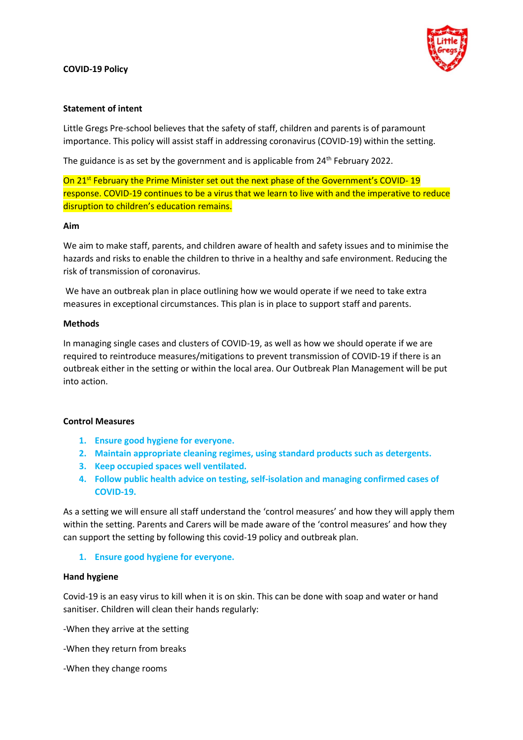**COVID-19 Policy**

**Statement of intent**

Little Gregs Pre-school believes that the safety of staff, children and parents is of paramount importance. This policy will assist staff in addressing coronavirus (COVID-19) within the setting.

The guidance is as set by the government and is applicable from 24th February 2022.

On 21st February the Prime Minister set out the next phase of the Government's COVID- 19 response. COVID-19 continues to be a virus that we learn to live with and the imperative to reduce disruption to children's education remains.

**Aim**

We aim to make staff, parents, and children aware of health and safety issues and to minimise the hazards and risks to enable the children to thrive in a healthy and safe environment. Reducing the risk of transmission of coronavirus.

We have an outbreak plan in place outlining how we would operate if we need to take extra measures in exceptional circumstances. This plan is in place to support staff and parents.

**Methods**

In managing single cases and clusters of COVID-19, as well as how we should operate if we are required to reintroduce measures/mitigations to prevent transmission of COVID-19 if there is an outbreak either in the setting or within the local area. Our Outbreak Plan Management will be put into action.

**Control Measures**

1. **Ensure good hygiene for everyone.**
2. **Maintain appropriate cleaning regimes, using standard products such as detergents.**
3. **Keep occupied spaces well ventilated.**
4. **Follow public health advice on testing, self-isolation and managing confirmed cases of COVID-19.**

As a setting we will ensure all staff understand the 'control measures' and how they will apply them within the setting. Parents and Carers will be made aware of the 'control measures' and how they can support the setting by following this covid-19 policy and outbreak plan.

1. **Ensure good hygiene for everyone.**

**Hand hygiene**

Covid-19 is an easy virus to kill when it is on skin. This can be done with soap and water or hand sanitiser. Children will clean their hands regularly:

-When they arrive at the setting

-When they return from breaks

-When they change rooms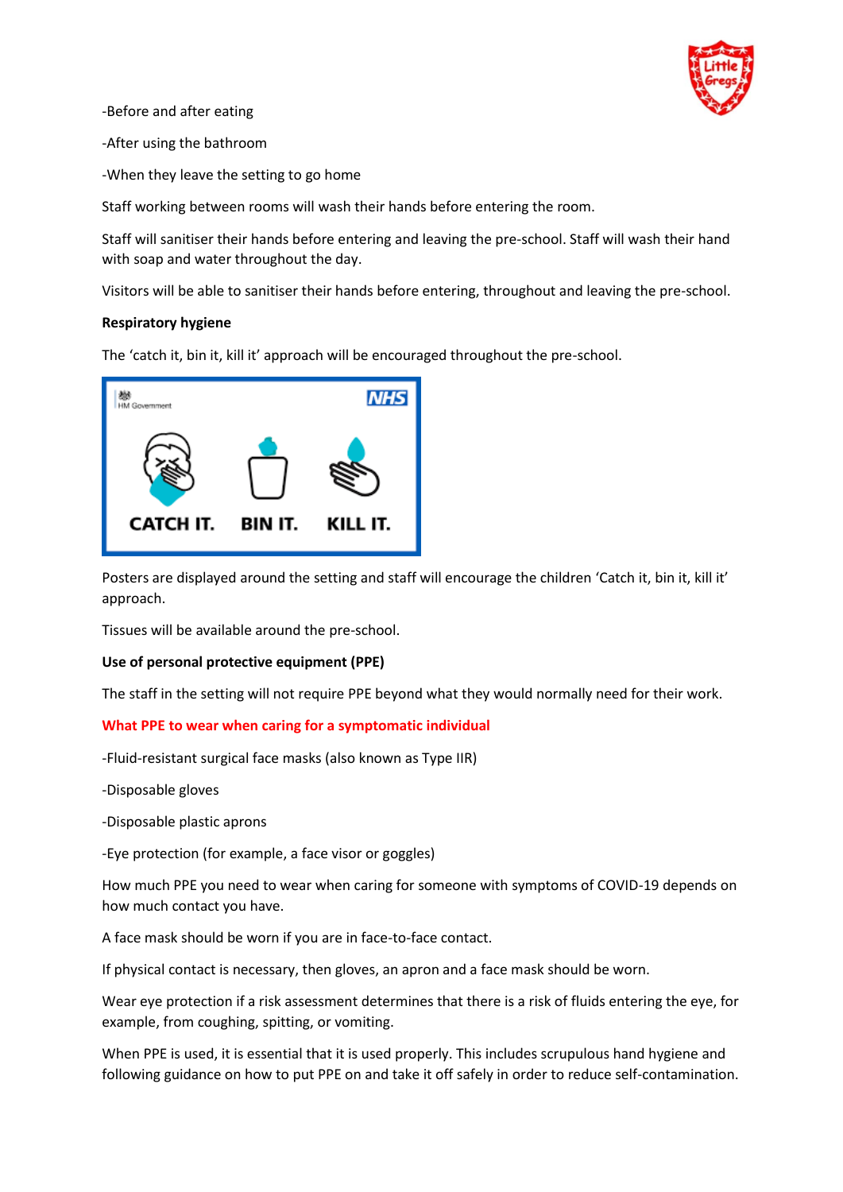-Before and after eating

-After using the bathroom

-When they leave the setting to go home

Staff working between rooms will wash their hands before entering the room.

Staff will sanitiser their hands before entering and leaving the pre-school. Staff will wash their hand with soap and water throughout the day.

Visitors will be able to sanitiser their hands before entering, throughout and leaving the pre-school.

**Respiratory hygiene**

The 'catch it, bin it, kill it' approach will be encouraged throughout the pre-school.

HM Government NHS

CATCH IT. BIN IT. KILL IT.

Posters are displayed around the setting and staff will encourage the children 'Catch it, bin it, kill it' approach.

Tissues will be available around the pre-school.

**Use of personal protective equipment (PPE)**

The staff in the setting will not require PPE beyond what they would normally need for their work.

**What PPE to wear when caring for a symptomatic individual**

-Fluid-resistant surgical face masks (also known as Type IIR)

-Disposable gloves

-Disposable plastic aprons

-Eye protection (for example, a face visor or goggles)

How much PPE you need to wear when caring for someone with symptoms of COVID-19 depends on how much contact you have.

A face mask should be worn if you are in face-to-face contact.

If physical contact is necessary, then gloves, an apron and a face mask should be worn.

Wear eye protection if a risk assessment determines that there is a risk of fluids entering the eye, for example, from coughing, spitting, or vomiting.

When PPE is used, it is essential that it is used properly. This includes scrupulous hand hygiene and following guidance on how to put PPE on and take it off safely in order to reduce self-contamination.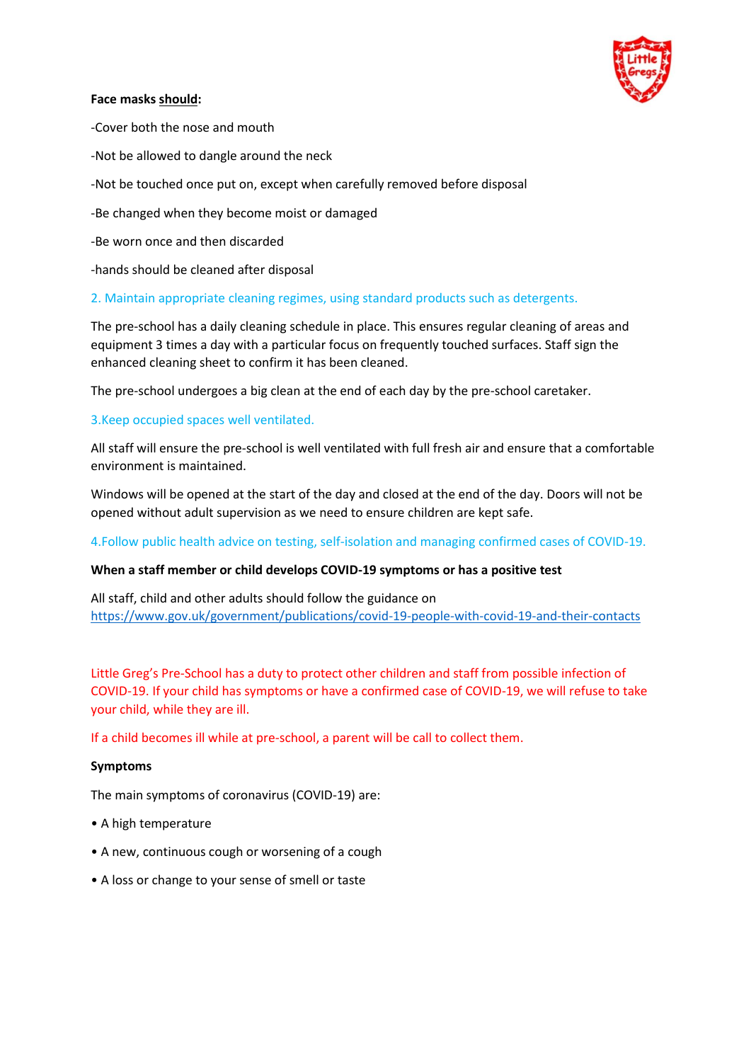**Face masks <u>should</u>:**

-Cover both the nose and mouth

-Not be allowed to dangle around the neck

-Not be touched once put on, except when carefully removed before disposal

-Be changed when they become moist or damaged

-Be worn once and then discarded

-hands should be cleaned after disposal

2. Maintain appropriate cleaning regimes, using standard products such as detergents.

The pre-school has a daily cleaning schedule in place. This ensures regular cleaning of areas and equipment 3 times a day with a particular focus on frequently touched surfaces. Staff sign the enhanced cleaning sheet to confirm it has been cleaned.

The pre-school undergoes a big clean at the end of each day by the pre-school caretaker.

3.Keep occupied spaces well ventilated.

All staff will ensure the pre-school is well ventilated with full fresh air and ensure that a comfortable environment is maintained.

Windows will be opened at the start of the day and closed at the end of the day. Doors will not be opened without adult supervision as we need to ensure children are kept safe.

4.Follow public health advice on testing, self-isolation and managing confirmed cases of COVID-19.

**When a staff member or child develops COVID-19 symptoms or has a positive test**

All staff, child and other adults should follow the guidance on https://www.gov.uk/government/publications/covid-19-people-with-covid-19-and-their-contacts

Little Greg's Pre-School has a duty to protect other children and staff from possible infection of COVID-19. If your child has symptoms or have a confirmed case of COVID-19, we will refuse to take your child, while they are ill.

If a child becomes ill while at pre-school, a parent will be call to collect them.

**Symptoms**

The main symptoms of coronavirus (COVID-19) are:

• A high temperature

• A new, continuous cough or worsening of a cough

• A loss or change to your sense of smell or taste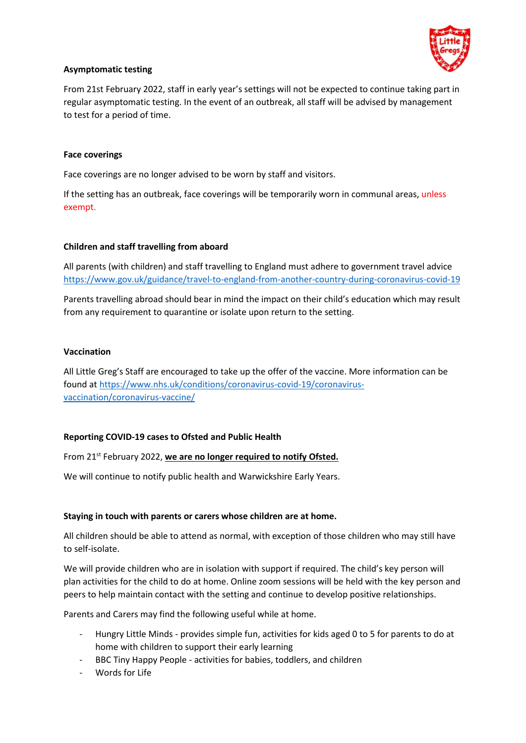**Asymptomatic testing**

From 21st February 2022, staff in early year's settings will not be expected to continue taking part in regular asymptomatic testing. In the event of an outbreak, all staff will be advised by management to test for a period of time.

**Face coverings**

Face coverings are no longer advised to be worn by staff and visitors.

If the setting has an outbreak, face coverings will be temporarily worn in communal areas, unless exempt.

**Children and staff travelling from aboard**

All parents (with children) and staff travelling to England must adhere to government travel advice https://www.gov.uk/guidance/travel-to-england-from-another-country-during-coronavirus-covid-19

Parents travelling abroad should bear in mind the impact on their child's education which may result from any requirement to quarantine or isolate upon return to the setting.

**Vaccination**

All Little Greg's Staff are encouraged to take up the offer of the vaccine. More information can be found at https://www.nhs.uk/conditions/coronavirus-covid-19/coronavirus-vaccination/coronavirus-vaccine/

**Reporting COVID-19 cases to Ofsted and Public Health**

From 21st February 2022, **we are no longer required to notify Ofsted.**

We will continue to notify public health and Warwickshire Early Years.

**Staying in touch with parents or carers whose children are at home.**

All children should be able to attend as normal, with exception of those children who may still have to self-isolate.

We will provide children who are in isolation with support if required. The child's key person will plan activities for the child to do at home. Online zoom sessions will be held with the key person and peers to help maintain contact with the setting and continue to develop positive relationships.

Parents and Carers may find the following useful while at home.

- Hungry Little Minds - provides simple fun, activities for kids aged 0 to 5 for parents to do at home with children to support their early learning
- BBC Tiny Happy People - activities for babies, toddlers, and children
- Words for Life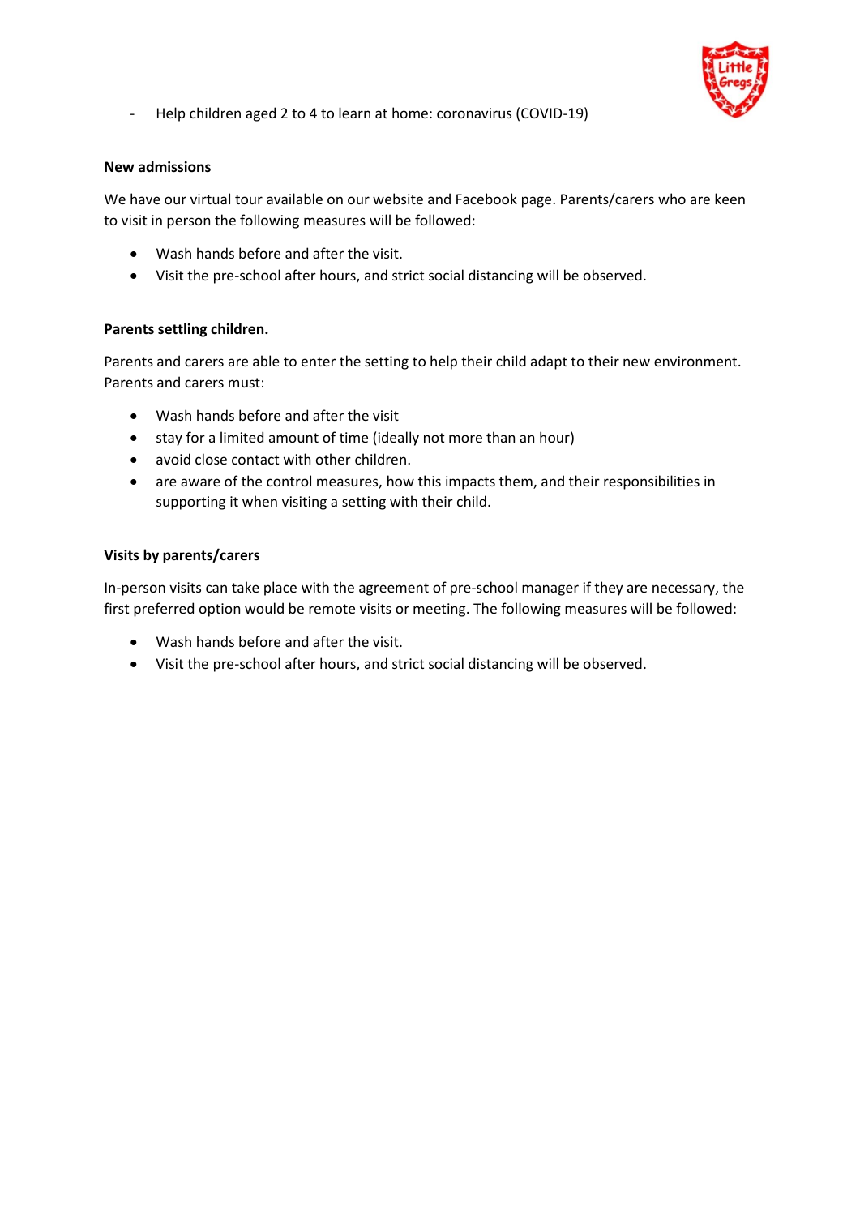- Help children aged 2 to 4 to learn at home: coronavirus (COVID-19)

**New admissions**

We have our virtual tour available on our website and Facebook page. Parents/carers who are keen to visit in person the following measures will be followed:

- Wash hands before and after the visit.
- Visit the pre-school after hours, and strict social distancing will be observed.

**Parents settling children.**

Parents and carers are able to enter the setting to help their child adapt to their new environment. Parents and carers must:

- Wash hands before and after the visit
- stay for a limited amount of time (ideally not more than an hour)
- avoid close contact with other children.
- are aware of the control measures, how this impacts them, and their responsibilities in supporting it when visiting a setting with their child.

**Visits by parents/carers**

In-person visits can take place with the agreement of pre-school manager if they are necessary, the first preferred option would be remote visits or meeting. The following measures will be followed:

- Wash hands before and after the visit.
- Visit the pre-school after hours, and strict social distancing will be observed.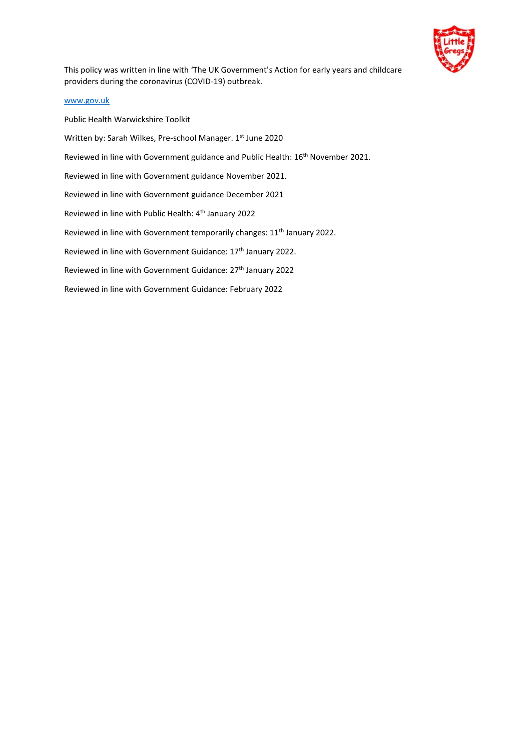This policy was written in line with 'The UK Government's Action for early years and childcare providers during the coronavirus (COVID-19) outbreak.

[www.gov.uk](www.gov.uk)

Public Health Warwickshire Toolkit

Written by: Sarah Wilkes, Pre-school Manager. 1st June 2020

Reviewed in line with Government guidance and Public Health: 16th November 2021.

Reviewed in line with Government guidance November 2021.

Reviewed in line with Government guidance December 2021

Reviewed in line with Public Health: 4th January 2022

Reviewed in line with Government temporarily changes: 11th January 2022.

Reviewed in line with Government Guidance: 17th January 2022.

Reviewed in line with Government Guidance: 27th January 2022

Reviewed in line with Government Guidance: February 2022